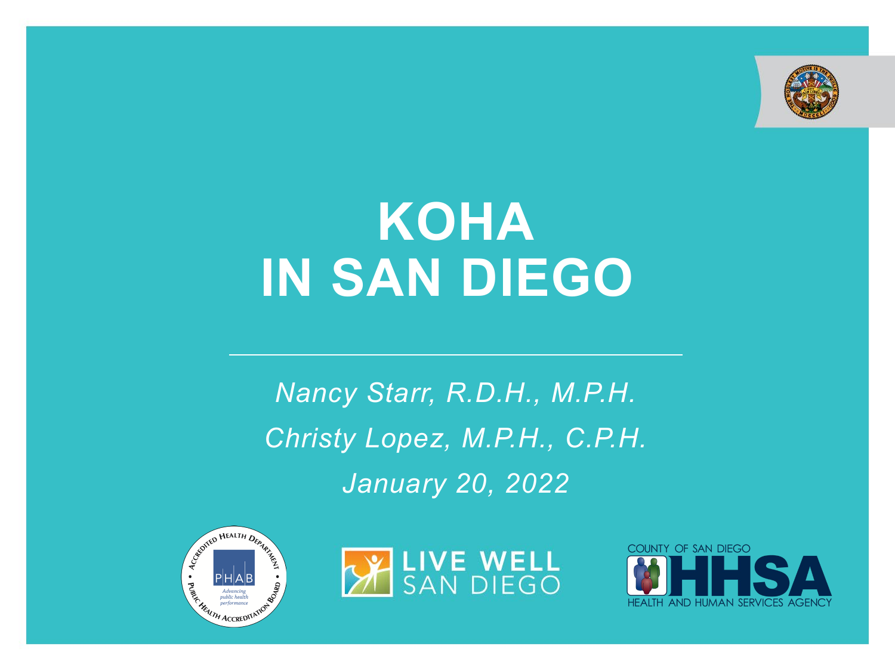# KOHA IN SAN DIEGO

*Nancy Starr, R.D.H., M.P.H.*

*Christy Lopez, M.P.H., C.P.H.*

*January 20, 2022*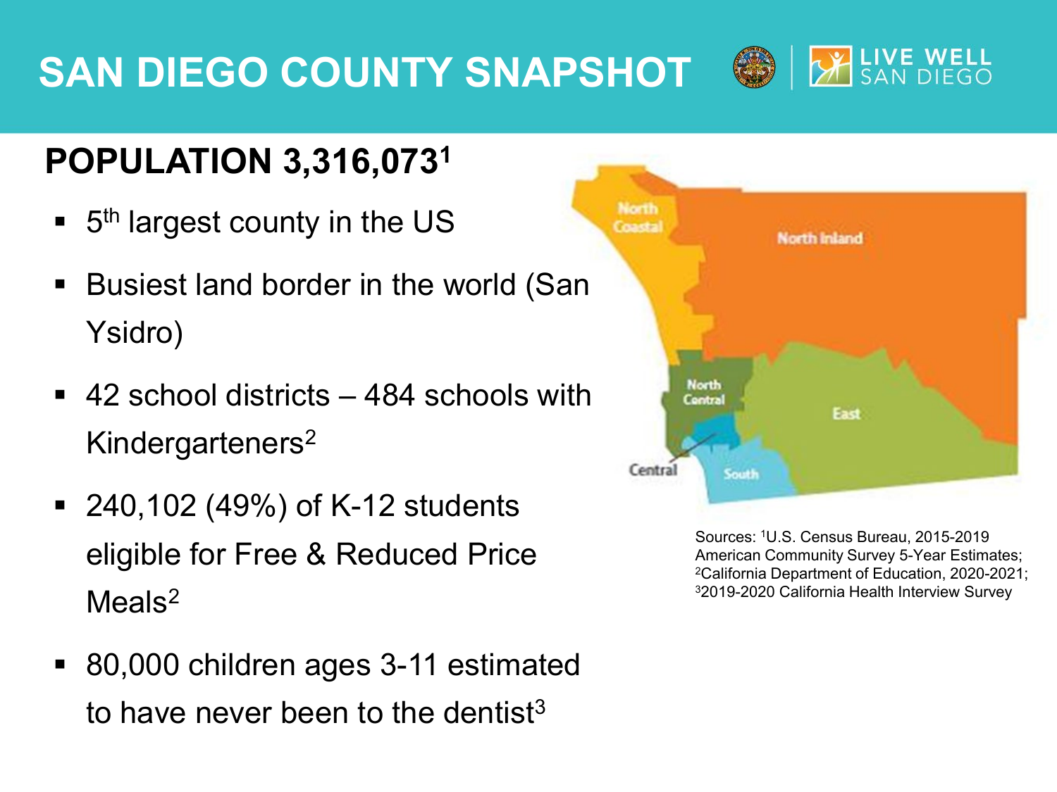# SAN DIEGO COUNTY SNAPSHOT

LIVE WELL SAN DIEGO

## POPULATION 3,316,073[1]

- 5th largest county in the US
- Busiest land border in the world (San Ysidro)
- 42 school districts – 484 schools with Kindergarteners[2]
- 240,102 (49%) of K-12 students eligible for Free & Reduced Price Meals[2]
- 80,000 children ages 3-11 estimated to have never been to the dentist[3]

North Coastal

North Inland

North Central

East

Central

South

Sources: [1]U.S. Census Bureau, 2015-2019 American Community Survey 5-Year Estimates; [2]California Department of Education, 2020-2021; [3]2019-2020 California Health Interview Survey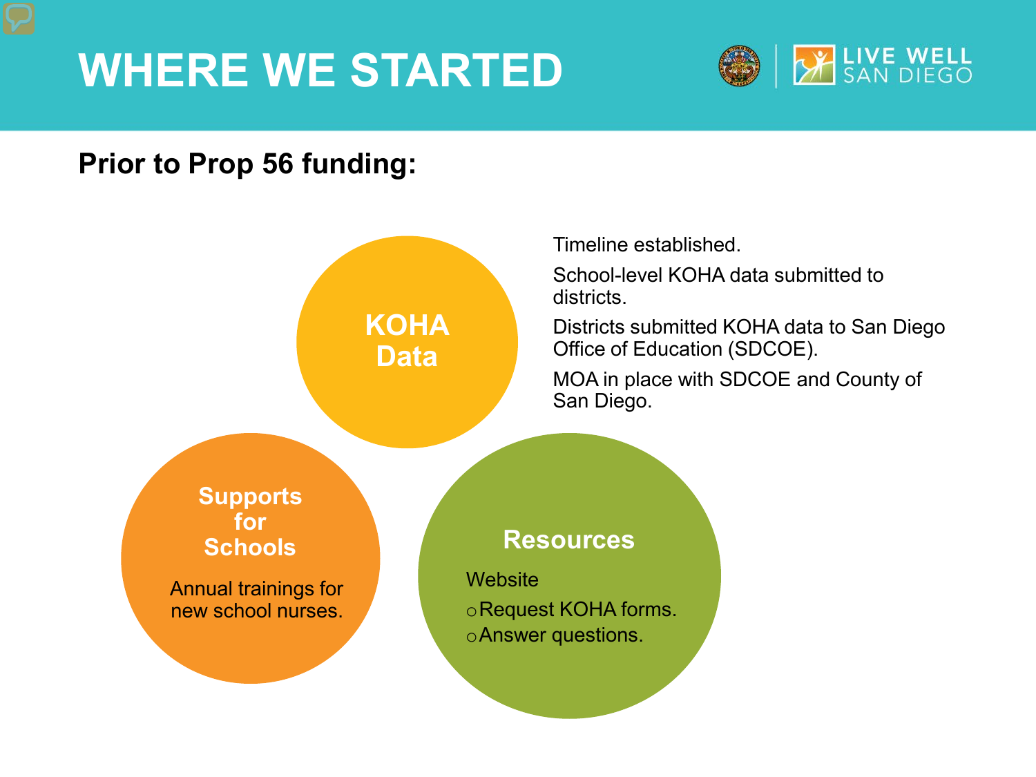# WHERE WE STARTED

**Prior to Prop 56 funding:**

## KOHA Data

- Timeline established.
- School-level KOHA data submitted to districts.
- Districts submitted KOHA data to San Diego Office of Education (SDCOE).
- MOA in place with SDCOE and County of San Diego.

## Supports for Schools

Annual trainings for new school nurses.

## Resources

Website

- Request KOHA forms.
- Answer questions.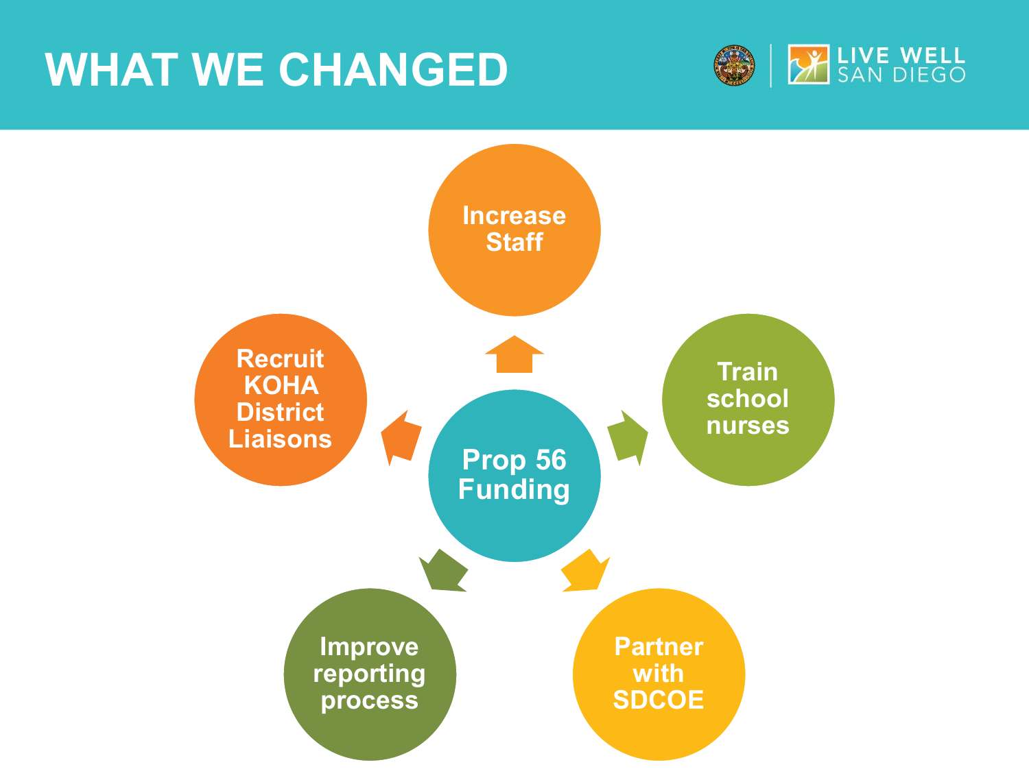# WHAT WE CHANGED

**Prop 56 Funding**

- Increase Staff
- Train school nurses
- Partner with SDCOE
- Improve reporting process
- Recruit KOHA District Liaisons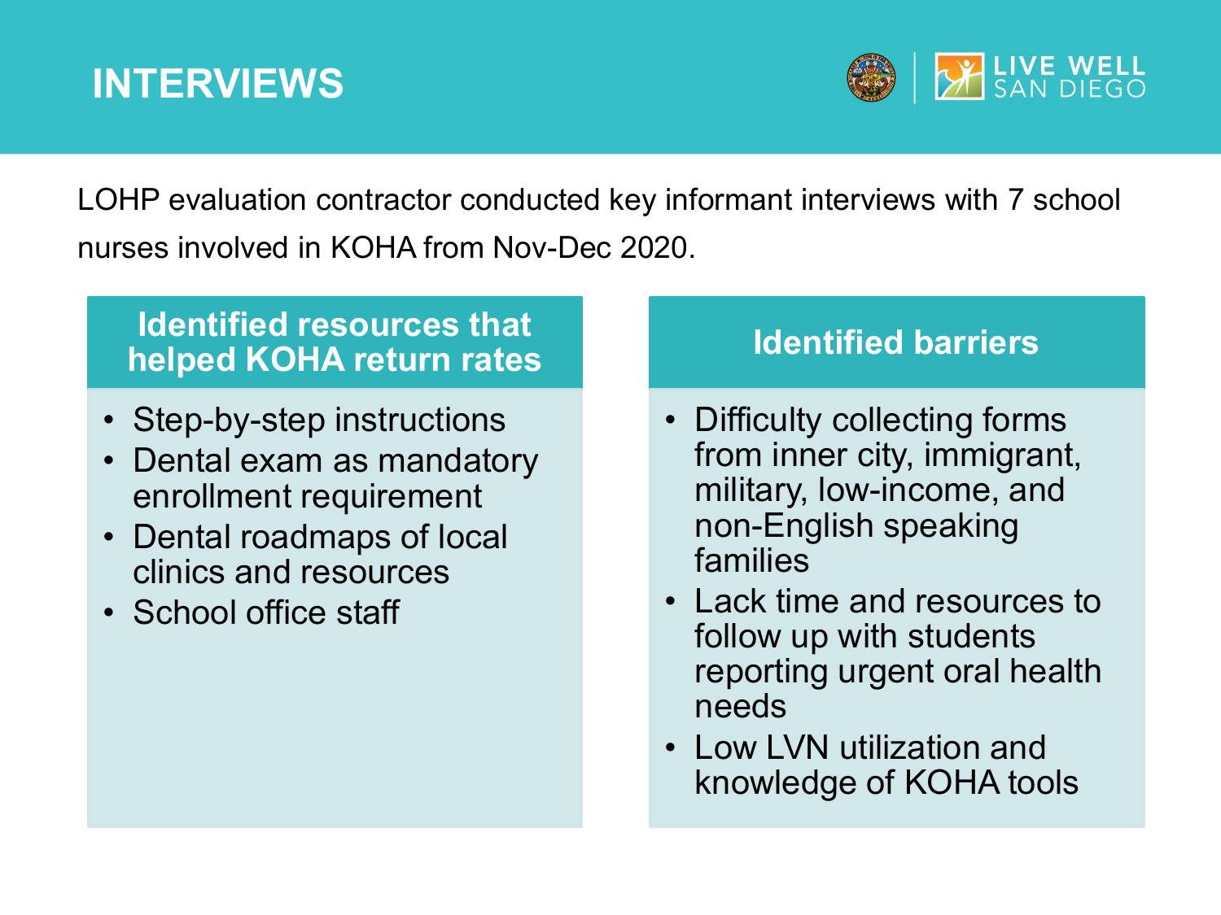# INTERVIEWS

LOHP evaluation contractor conducted key informant interviews with 7 school nurses involved in KOHA from Nov-Dec 2020.

## Identified resources that helped KOHA return rates

- Step-by-step instructions
- Dental exam as mandatory enrollment requirement
- Dental roadmaps of local clinics and resources
- School office staff

## Identified barriers

- Difficulty collecting forms from inner city, immigrant, military, low-income, and non-English speaking families
- Lack time and resources to follow up with students reporting urgent oral health needs
- Low LVN utilization and knowledge of KOHA tools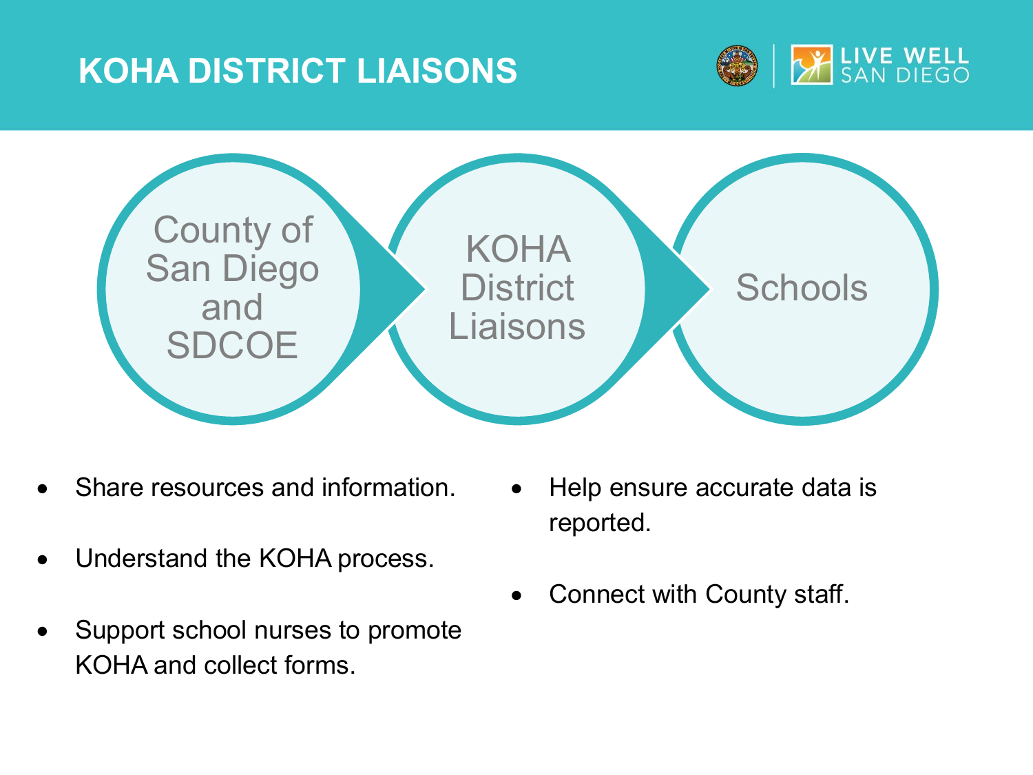# KOHA DISTRICT LIAISONS

County of San Diego and SDCOE → KOHA District Liaisons → Schools

- Share resources and information.
- Understand the KOHA process.
- Support school nurses to promote KOHA and collect forms.
- Help ensure accurate data is reported.
- Connect with County staff.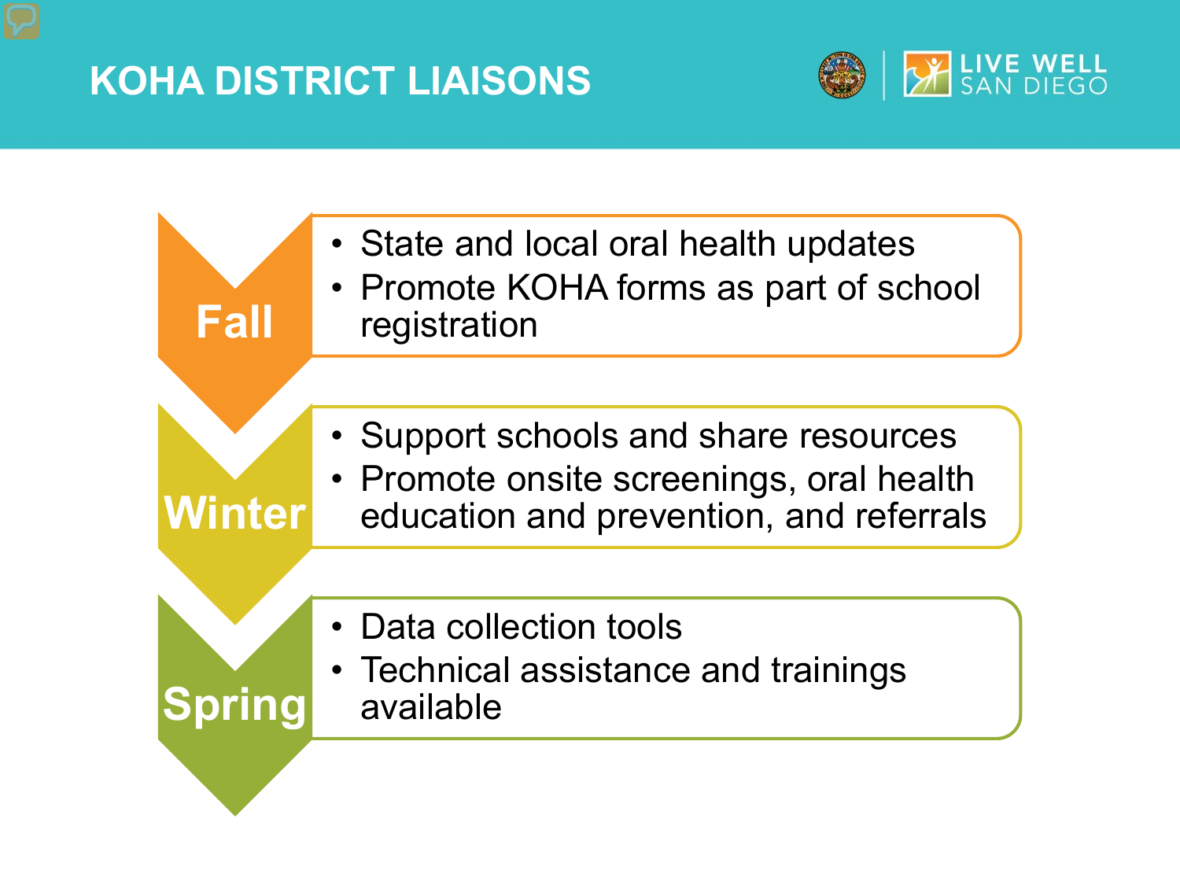# KOHA DISTRICT LIAISONS

### Fall

- State and local oral health updates
- Promote KOHA forms as part of school registration

### Winter

- Support schools and share resources
- Promote onsite screenings, oral health education and prevention, and referrals

### Spring

- Data collection tools
- Technical assistance and trainings available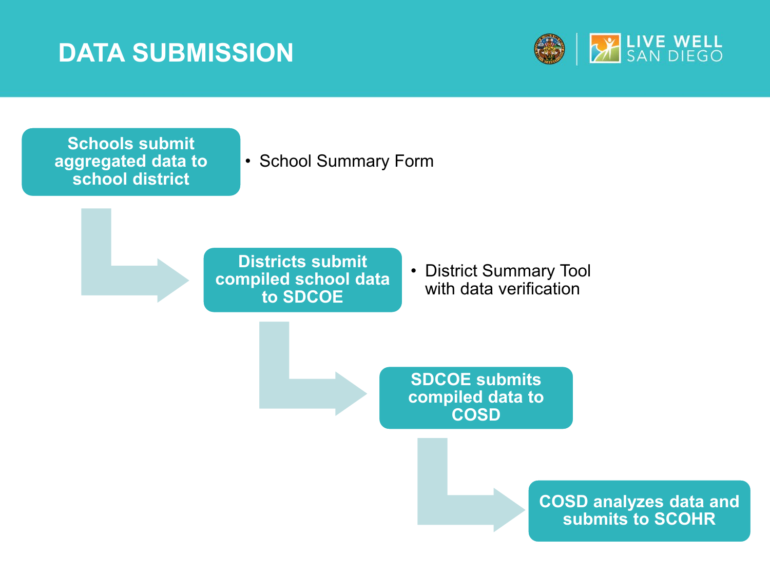# DATA SUBMISSION

**Schools submit aggregated data to school district**

- School Summary Form

**Districts submit compiled school data to SDCOE**

- District Summary Tool with data verification

**SDCOE submits compiled data to COSD**

**COSD analyzes data and submits to SCOHR**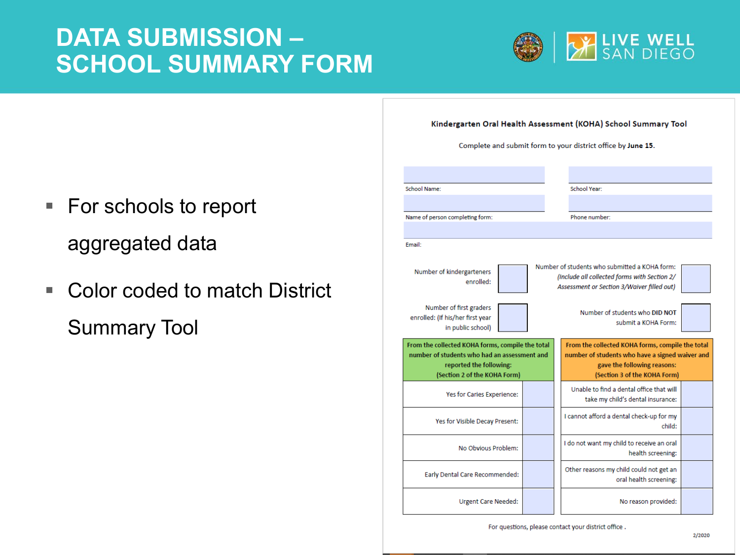# DATA SUBMISSION – SCHOOL SUMMARY FORM

- For schools to report aggregated data
- Color coded to match District Summary Tool

## Kindergarten Oral Health Assessment (KOHA) School Summary Tool

Complete and submit form to your district office by **June 15**.

School Name:

School Year:

Name of person completing form:

Phone number:

Email:

Number of kindergarteners enrolled:

Number of students who submitted a KOHA form: *(Include all collected forms with Section 2/ Assessment or Section 3/Waiver filled out)*

Number of first graders enrolled: (If his/her first year in public school)

Number of students who **DID NOT** submit a KOHA Form:

| From the collected KOHA forms, compile the total number of students who had an assessment and reported the following: (Section 2 of the KOHA Form) | | From the collected KOHA forms, compile the total number of students who have a signed waiver and gave the following reasons: (Section 3 of the KOHA Form) | |
|---|---|---|---|
| Yes for Caries Experience: | | Unable to find a dental office that will take my child's dental insurance: | |
| Yes for Visible Decay Present: | | I cannot afford a dental check-up for my child: | |
| No Obvious Problem: | | I do not want my child to receive an oral health screening: | |
| Early Dental Care Recommended: | | Other reasons my child could not get an oral health screening: | |
| Urgent Care Needed: | | No reason provided: | |

For questions, please contact your district office .

2/2020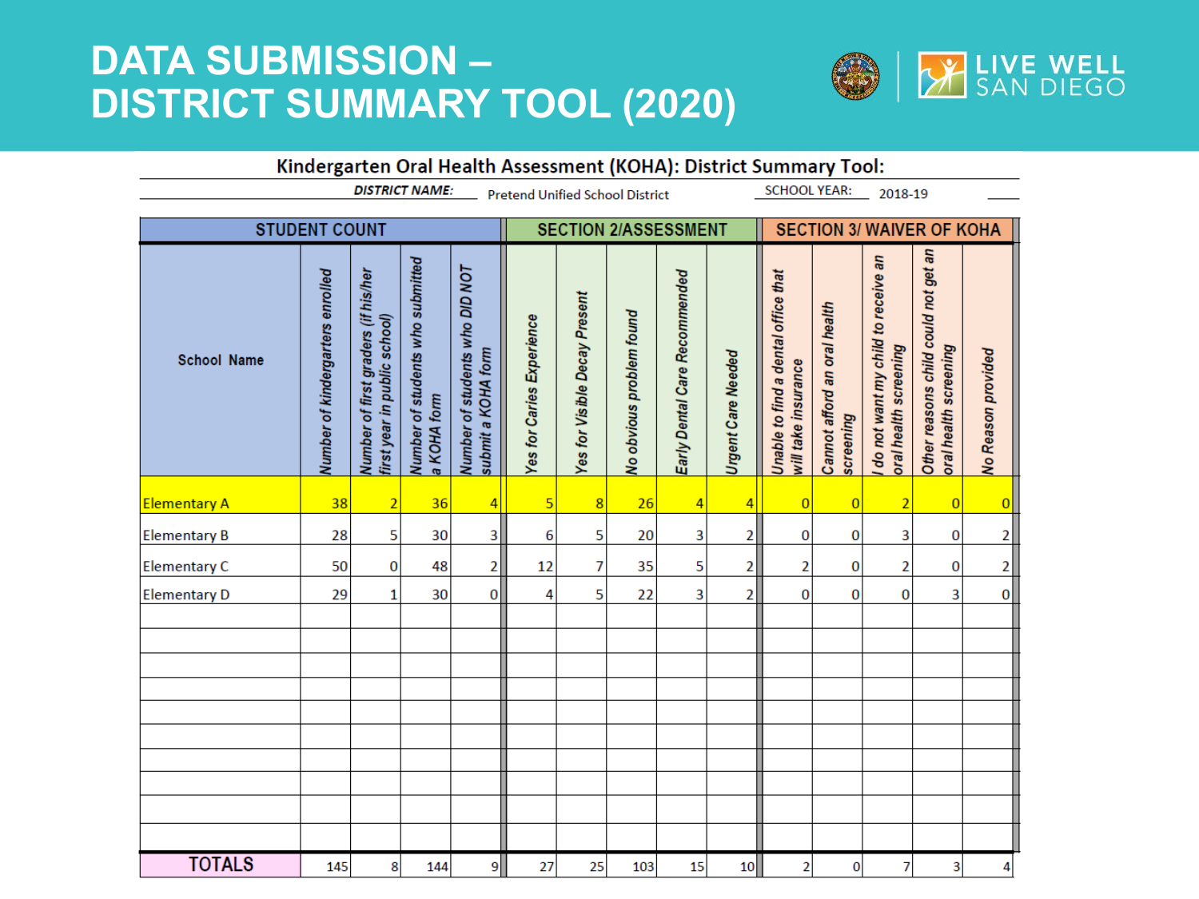# DATA SUBMISSION – DISTRICT SUMMARY TOOL (2020)

LIVE WELL SAN DIEGO

**Kindergarten Oral Health Assessment (KOHA): District Summary Tool:**

***DISTRICT NAME:*** Pretend Unified School District SCHOOL YEAR: 2018-19

| | STUDENT COUNT | | | | SECTION 2/ASSESSMENT | | | | | SECTION 3/ WAIVER OF KOHA | | | | |
|---|---|---|---|---|---|---|---|---|---|---|---|---|---|---|
| School Name | Number of kindergarters enrolled | Number of first graders (if his/her first year in public school) | Number of students who submitted a KOHA form | Number of students who DID NOT submit a KOHA form | Yes for Caries Experience | Yes for Visible Decay Present | No obvious problem found | Early Dental Care Recommended | Urgent Care Needed | Unable to find a dental office that will take insurance | Cannot afford an oral health screening | I do not want my child to receive an oral health screening | Other reasons child could not get an oral health screening | No Reason provided |
| Elementary A | 38 | 2 | 36 | 4 | 5 | 8 | 26 | 4 | 4 | 0 | 0 | 2 | 0 | 0 |
| Elementary B | 28 | 5 | 30 | 3 | 6 | 5 | 20 | 3 | 2 | 0 | 0 | 3 | 0 | 2 |
| Elementary C | 50 | 0 | 48 | 2 | 12 | 7 | 35 | 5 | 2 | 2 | 0 | 2 | 0 | 2 |
| Elementary D | 29 | 1 | 30 | 0 | 4 | 5 | 22 | 3 | 2 | 0 | 0 | 0 | 3 | 0 |
| | | | | | | | | | | | | | | |
| | | | | | | | | | | | | | | |
| | | | | | | | | | | | | | | |
| | | | | | | | | | | | | | | |
| | | | | | | | | | | | | | | |
| | | | | | | | | | | | | | | |
| | | | | | | | | | | | | | | |
| | | | | | | | | | | | | | | |
| | | | | | | | | | | | | | | |
| | | | | | | | | | | | | | | |
| TOTALS | 145 | 8 | 144 | 9 | 27 | 25 | 103 | 15 | 10 | 2 | 0 | 7 | 3 | 4 |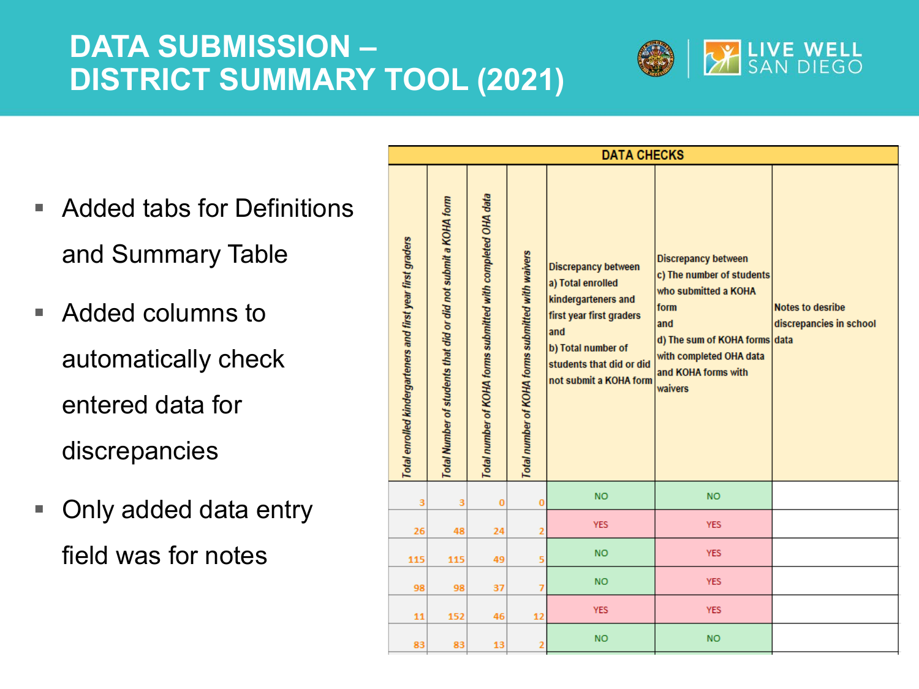# DATA SUBMISSION – DISTRICT SUMMARY TOOL (2021)

- Added tabs for Definitions and Summary Table
- Added columns to automatically check entered data for discrepancies
- Only added data entry field was for notes

| DATA CHECKS | | | | | | |
|---|---|---|---|---|---|---|
| Total enrolled kindergarteners and first year first graders | Total Number of students that did or did not submit a KOHA form | Total number of KOHA forms submitted with completed OHA data | Total number of KOHA forms submitted with waivers | Discrepancy between a) Total enrolled kindergarteners and first year first graders and b) Total number of students that did or did not submit a KOHA form | Discrepancy between c) The number of students who submitted a KOHA form and d) The sum of KOHA forms with completed OHA data and KOHA forms with waivers | Notes to desribe discrepancies in school data |
| 3 | 3 | 0 | 0 | NO | NO | |
| 26 | 48 | 24 | 2 | YES | YES | |
| 115 | 115 | 49 | 5 | NO | YES | |
| 98 | 98 | 37 | 7 | NO | YES | |
| 11 | 152 | 46 | 12 | YES | YES | |
| 83 | 83 | 13 | 2 | NO | NO | |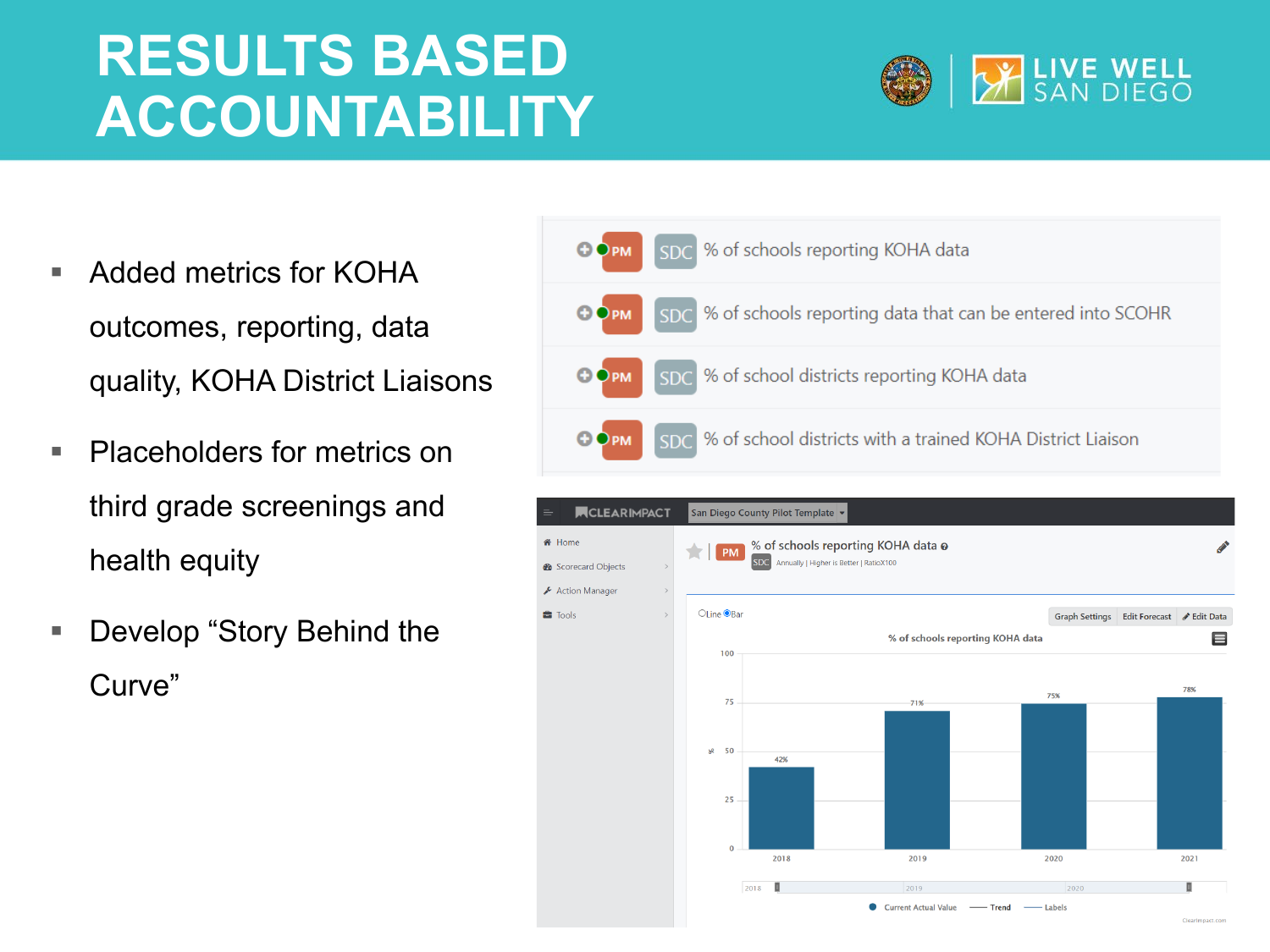# RESULTS BASED ACCOUNTABILITY

- Added metrics for KOHA outcomes, reporting, data quality, KOHA District Liaisons
- Placeholders for metrics on third grade screenings and health equity
- Develop "Story Behind the Curve"

PM SDC % of schools reporting KOHA data

PM SDC % of schools reporting data that can be entered into SCOHR

PM SDC % of school districts reporting KOHA data

PM SDC % of school districts with a trained KOHA District Liaison

**% of schools reporting KOHA data**

| Year | % |
| --- | --- |
| 2018 | 42% |
| 2019 | 71% |
| 2020 | 75% |
| 2021 | 78% |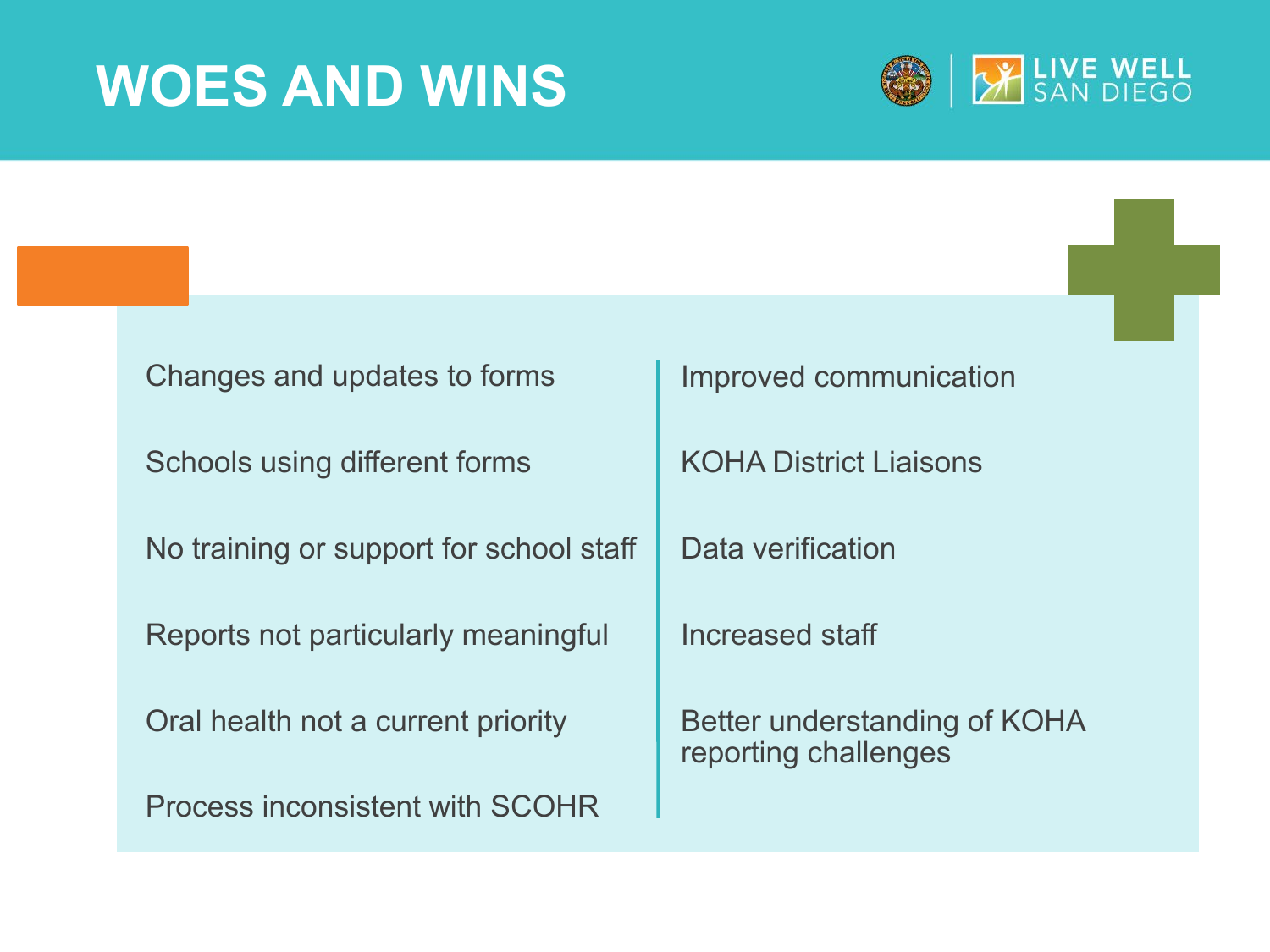# WOES AND WINS

| Woes | Wins |
| --- | --- |
| Changes and updates to forms | Improved communication |
| Schools using different forms | KOHA District Liaisons |
| No training or support for school staff | Data verification |
| Reports not particularly meaningful | Increased staff |
| Oral health not a current priority | Better understanding of KOHA reporting challenges |
| Process inconsistent with SCOHR | |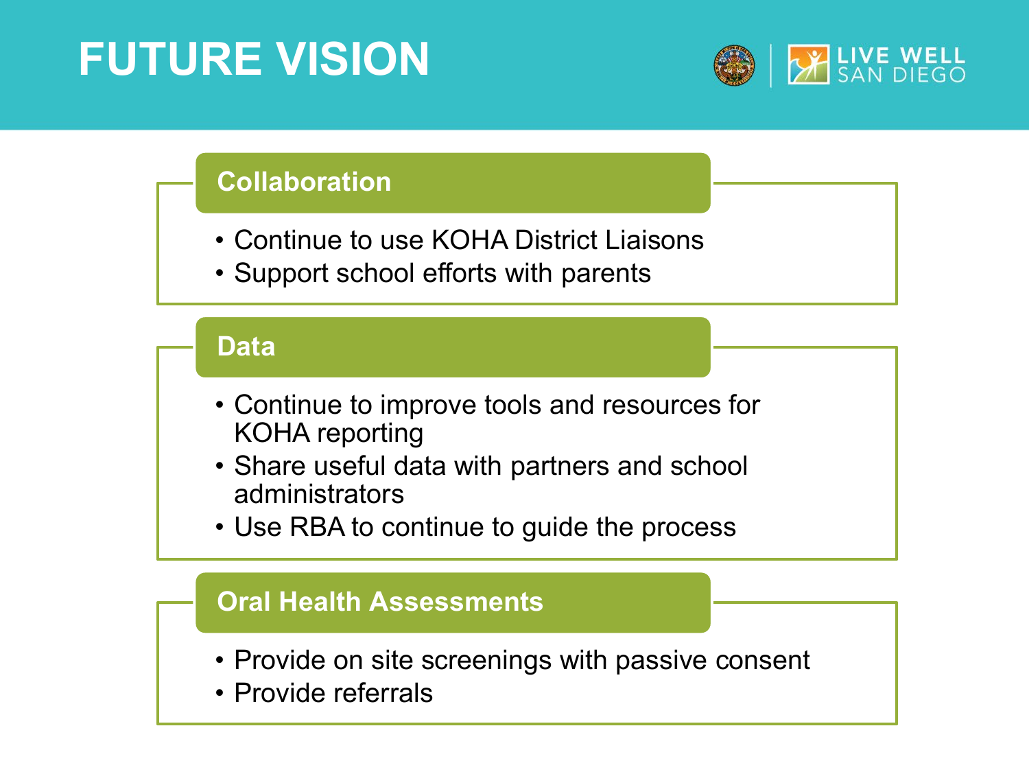# FUTURE VISION

## Collaboration

- Continue to use KOHA District Liaisons
- Support school efforts with parents

## Data

- Continue to improve tools and resources for KOHA reporting
- Share useful data with partners and school administrators
- Use RBA to continue to guide the process

## Oral Health Assessments

- Provide on site screenings with passive consent
- Provide referrals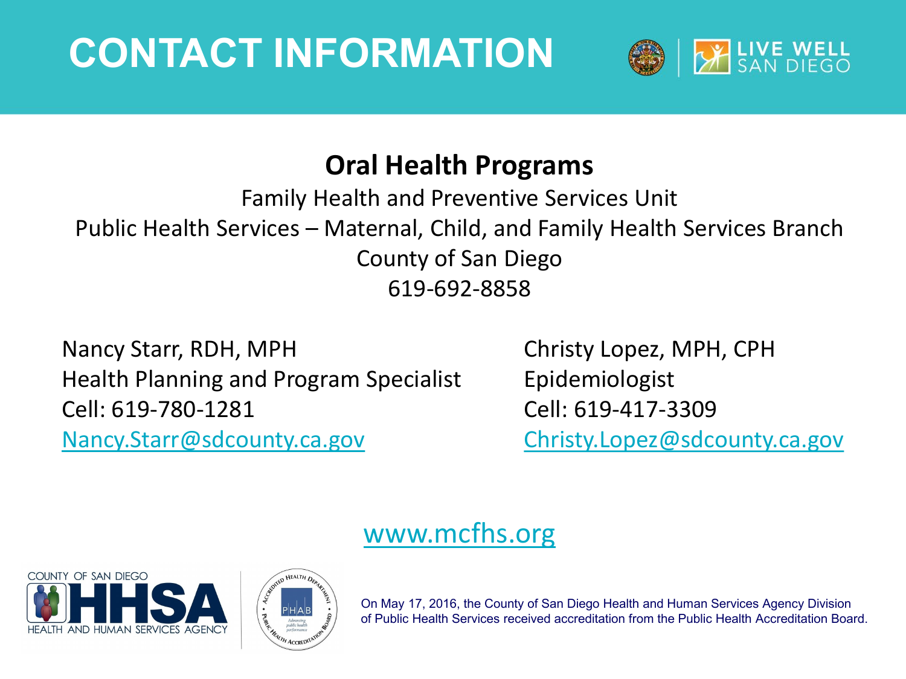# CONTACT INFORMATION

LIVE WELL SAN DIEGO

## Oral Health Programs

Family Health and Preventive Services Unit
Public Health Services – Maternal, Child, and Family Health Services Branch
County of San Diego
619-692-8858

Nancy Starr, RDH, MPH
Health Planning and Program Specialist
Cell: 619-780-1281
Nancy.Starr@sdcounty.ca.gov

Christy Lopez, MPH, CPH
Epidemiologist
Cell: 619-417-3309
Christy.Lopez@sdcounty.ca.gov

www.mcfhs.org

COUNTY OF SAN DIEGO HHSA HEALTH AND HUMAN SERVICES AGENCY

On May 17, 2016, the County of San Diego Health and Human Services Agency Division of Public Health Services received accreditation from the Public Health Accreditation Board.